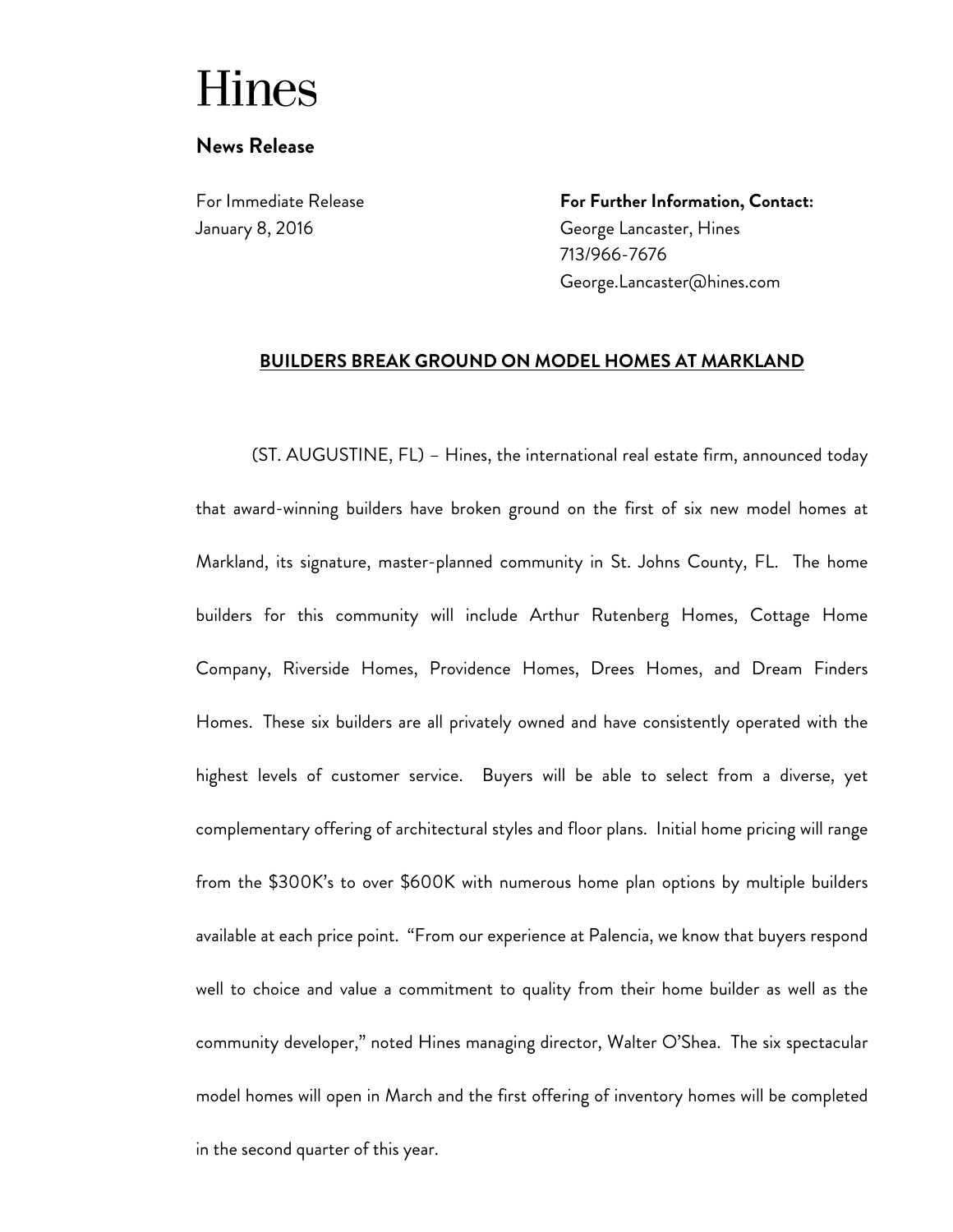# Hines

**News Release**

For Immediate Release
January 8, 2016

**For Further Information, Contact:**
George Lancaster, Hines
713/966-7676
George.Lancaster@hines.com

## BUILDERS BREAK GROUND ON MODEL HOMES AT MARKLAND

(ST. AUGUSTINE, FL) – Hines, the international real estate firm, announced today that award-winning builders have broken ground on the first of six new model homes at Markland, its signature, master-planned community in St. Johns County, FL. The home builders for this community will include Arthur Rutenberg Homes, Cottage Home Company, Riverside Homes, Providence Homes, Drees Homes, and Dream Finders Homes. These six builders are all privately owned and have consistently operated with the highest levels of customer service. Buyers will be able to select from a diverse, yet complementary offering of architectural styles and floor plans. Initial home pricing will range from the $300K's to over $600K with numerous home plan options by multiple builders available at each price point. "From our experience at Palencia, we know that buyers respond well to choice and value a commitment to quality from their home builder as well as the community developer," noted Hines managing director, Walter O'Shea. The six spectacular model homes will open in March and the first offering of inventory homes will be completed in the second quarter of this year.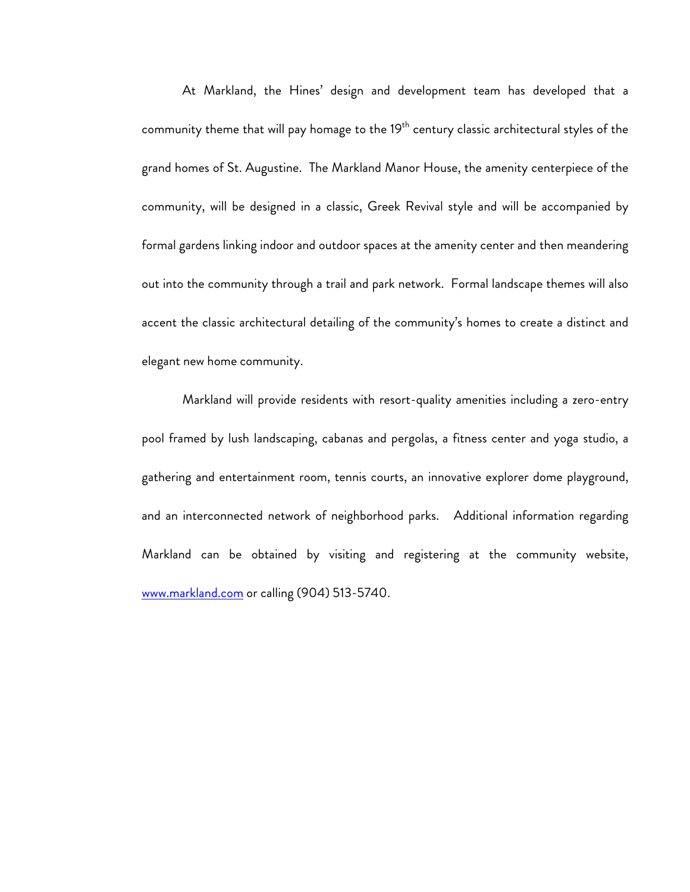At Markland, the Hines' design and development team has developed that a community theme that will pay homage to the 19th century classic architectural styles of the grand homes of St. Augustine. The Markland Manor House, the amenity centerpiece of the community, will be designed in a classic, Greek Revival style and will be accompanied by formal gardens linking indoor and outdoor spaces at the amenity center and then meandering out into the community through a trail and park network. Formal landscape themes will also accent the classic architectural detailing of the community's homes to create a distinct and elegant new home community.

Markland will provide residents with resort-quality amenities including a zero-entry pool framed by lush landscaping, cabanas and pergolas, a fitness center and yoga studio, a gathering and entertainment room, tennis courts, an innovative explorer dome playground, and an interconnected network of neighborhood parks. Additional information regarding Markland can be obtained by visiting and registering at the community website, [www.markland.com](http://www.markland.com) or calling (904) 513-5740.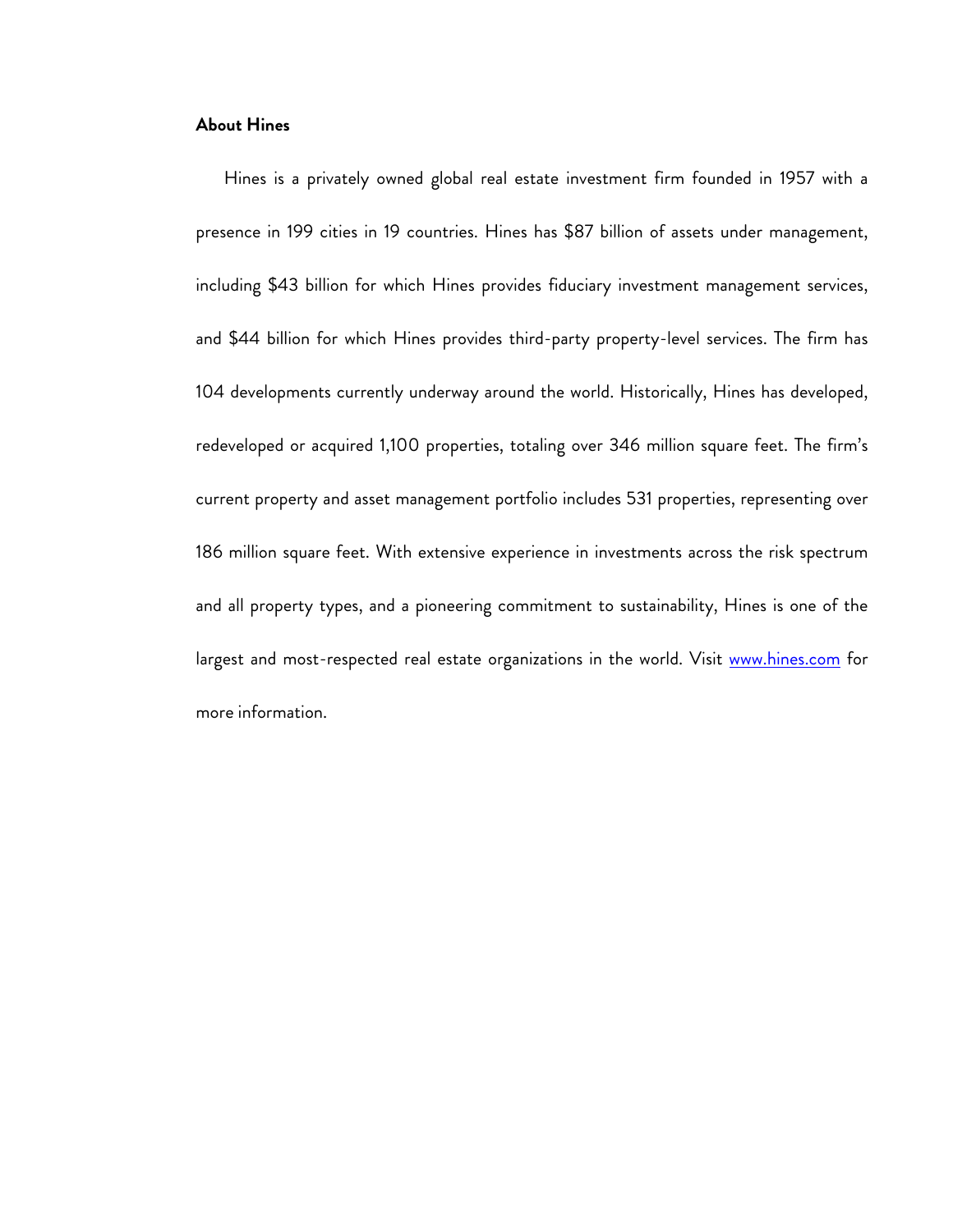**About Hines**

Hines is a privately owned global real estate investment firm founded in 1957 with a presence in 199 cities in 19 countries. Hines has $87 billion of assets under management, including $43 billion for which Hines provides fiduciary investment management services, and $44 billion for which Hines provides third-party property-level services. The firm has 104 developments currently underway around the world. Historically, Hines has developed, redeveloped or acquired 1,100 properties, totaling over 346 million square feet. The firm's current property and asset management portfolio includes 531 properties, representing over 186 million square feet. With extensive experience in investments across the risk spectrum and all property types, and a pioneering commitment to sustainability, Hines is one of the largest and most-respected real estate organizations in the world. Visit [www.hines.com](http://www.hines.com) for more information.